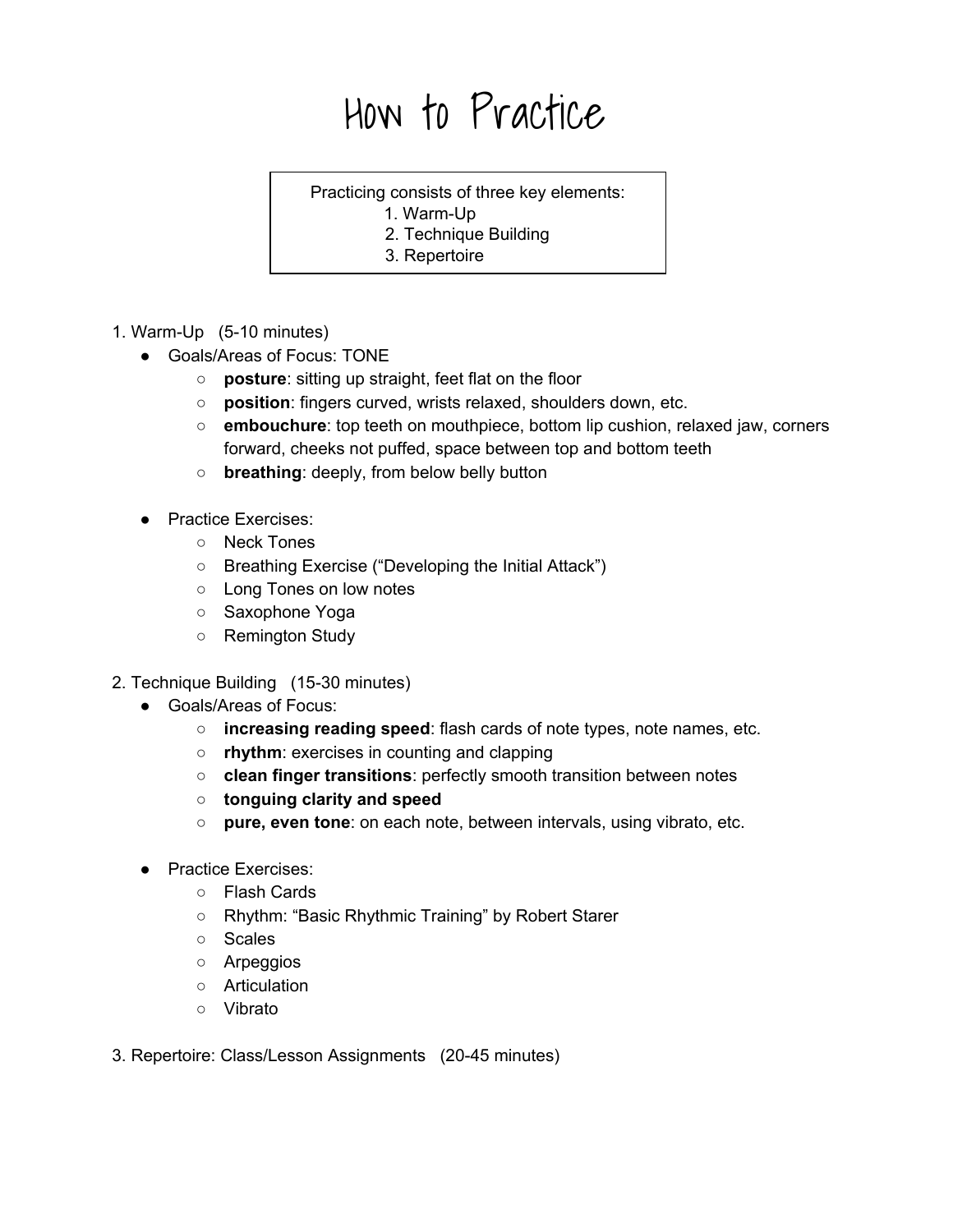# How to Practice

Practicing consists of three key elements:

1. Warm-Up
2. Technique Building
3. Repertoire

1. Warm-Up (5-10 minutes)
   - Goals/Areas of Focus: TONE
     - **posture**: sitting up straight, feet flat on the floor
     - **position**: fingers curved, wrists relaxed, shoulders down, etc.
     - **embouchure**: top teeth on mouthpiece, bottom lip cushion, relaxed jaw, corners forward, cheeks not puffed, space between top and bottom teeth
     - **breathing**: deeply, from below belly button
   - Practice Exercises:
     - Neck Tones
     - Breathing Exercise ("Developing the Initial Attack")
     - Long Tones on low notes
     - Saxophone Yoga
     - Remington Study

2. Technique Building (15-30 minutes)
   - Goals/Areas of Focus:
     - **increasing reading speed**: flash cards of note types, note names, etc.
     - **rhythm**: exercises in counting and clapping
     - **clean finger transitions**: perfectly smooth transition between notes
     - **tonguing clarity and speed**
     - **pure, even tone**: on each note, between intervals, using vibrato, etc.
   - Practice Exercises:
     - Flash Cards
     - Rhythm: "Basic Rhythmic Training" by Robert Starer
     - Scales
     - Arpeggios
     - Articulation
     - Vibrato

3. Repertoire: Class/Lesson Assignments (20-45 minutes)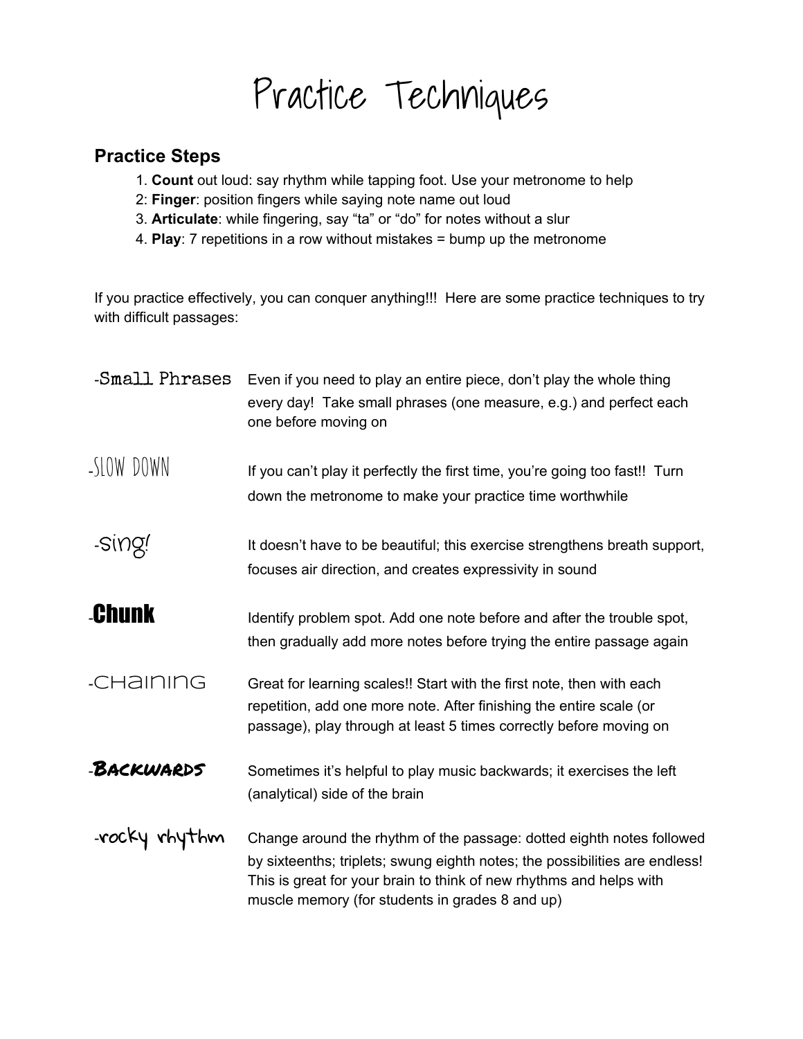# Practice Techniques

## Practice Steps

1. **Count** out loud: say rhythm while tapping foot. Use your metronome to help
2. **Finger**: position fingers while saying note name out loud
3. **Articulate**: while fingering, say "ta" or "do" for notes without a slur
4. **Play**: 7 repetitions in a row without mistakes = bump up the metronome

If you practice effectively, you can conquer anything!!! Here are some practice techniques to try with difficult passages:

**-Small Phrases** Even if you need to play an entire piece, don't play the whole thing every day! Take small phrases (one measure, e.g.) and perfect each one before moving on

**-Slow Down** If you can't play it perfectly the first time, you're going too fast!! Turn down the metronome to make your practice time worthwhile

**-Sing!** It doesn't have to be beautiful; this exercise strengthens breath support, focuses air direction, and creates expressivity in sound

**-Chunk** Identify problem spot. Add one note before and after the trouble spot, then gradually add more notes before trying the entire passage again

**-Chaining** Great for learning scales!! Start with the first note, then with each repetition, add one more note. After finishing the entire scale (or passage), play through at least 5 times correctly before moving on

**-Backwards** Sometimes it's helpful to play music backwards; it exercises the left (analytical) side of the brain

**-rocky rhythm** Change around the rhythm of the passage: dotted eighth notes followed by sixteenths; triplets; swung eighth notes; the possibilities are endless! This is great for your brain to think of new rhythms and helps with muscle memory (for students in grades 8 and up)